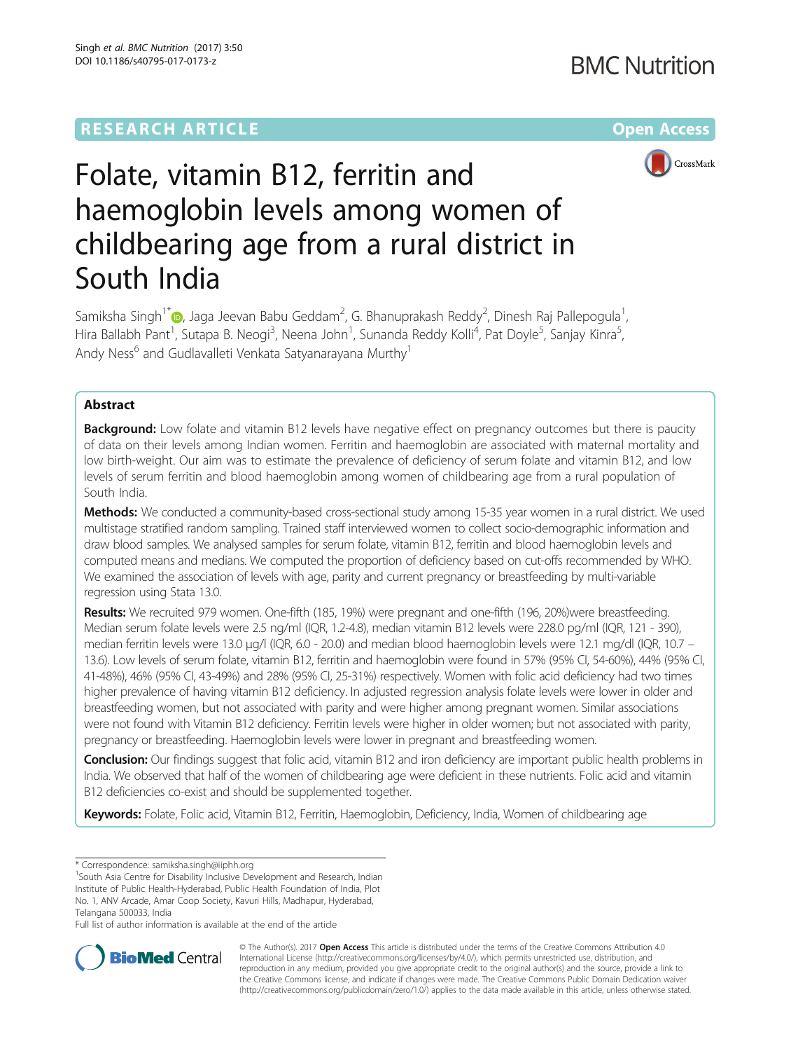RESEARCH ARTICLE

Open Access

# Folate, vitamin B12, ferritin and haemoglobin levels among women of childbearing age from a rural district in South India

Samiksha Singh[1*], Jaga Jeevan Babu Geddam[2], G. Bhanuprakash Reddy[2], Dinesh Raj Pallepogula[1], Hira Ballabh Pant[1], Sutapa B. Neogi[3], Neena John[1], Sunanda Reddy Kolli[4], Pat Doyle[5], Sanjay Kinra[5], Andy Ness[6] and Gudlavalleti Venkata Satyanarayana Murthy[1]

## Abstract

**Background:** Low folate and vitamin B12 levels have negative effect on pregnancy outcomes but there is paucity of data on their levels among Indian women. Ferritin and haemoglobin are associated with maternal mortality and low birth-weight. Our aim was to estimate the prevalence of deficiency of serum folate and vitamin B12, and low levels of serum ferritin and blood haemoglobin among women of childbearing age from a rural population of South India.

**Methods:** We conducted a community-based cross-sectional study among 15-35 year women in a rural district. We used multistage stratified random sampling. Trained staff interviewed women to collect socio-demographic information and draw blood samples. We analysed samples for serum folate, vitamin B12, ferritin and blood haemoglobin levels and computed means and medians. We computed the proportion of deficiency based on cut-offs recommended by WHO. We examined the association of levels with age, parity and current pregnancy or breastfeeding by multi-variable regression using Stata 13.0.

**Results:** We recruited 979 women. One-fifth (185, 19%) were pregnant and one-fifth (196, 20%)were breastfeeding. Median serum folate levels were 2.5 ng/ml (IQR, 1.2-4.8), median vitamin B12 levels were 228.0 pg/ml (IQR, 121 - 390), median ferritin levels were 13.0 μg/l (IQR, 6.0 - 20.0) and median blood haemoglobin levels were 12.1 mg/dl (IQR, 10.7 – 13.6). Low levels of serum folate, vitamin B12, ferritin and haemoglobin were found in 57% (95% CI, 54-60%), 44% (95% CI, 41-48%), 46% (95% CI, 43-49%) and 28% (95% CI, 25-31%) respectively. Women with folic acid deficiency had two times higher prevalence of having vitamin B12 deficiency. In adjusted regression analysis folate levels were lower in older and breastfeeding women, but not associated with parity and were higher among pregnant women. Similar associations were not found with Vitamin B12 deficiency. Ferritin levels were higher in older women; but not associated with parity, pregnancy or breastfeeding. Haemoglobin levels were lower in pregnant and breastfeeding women.

**Conclusion:** Our findings suggest that folic acid, vitamin B12 and iron deficiency are important public health problems in India. We observed that half of the women of childbearing age were deficient in these nutrients. Folic acid and vitamin B12 deficiencies co-exist and should be supplemented together.

**Keywords:** Folate, Folic acid, Vitamin B12, Ferritin, Haemoglobin, Deficiency, India, Women of childbearing age

---

\* Correspondence: samiksha.singh@iiphh.org

[1]South Asia Centre for Disability Inclusive Development and Research, Indian Institute of Public Health-Hyderabad, Public Health Foundation of India, Plot No. 1, ANV Arcade, Amar Coop Society, Kavuri Hills, Madhapur, Hyderabad, Telangana 500033, India

Full list of author information is available at the end of the article

© The Author(s). 2017 **Open Access** This article is distributed under the terms of the Creative Commons Attribution 4.0 International License (http://creativecommons.org/licenses/by/4.0/), which permits unrestricted use, distribution, and reproduction in any medium, provided you give appropriate credit to the original author(s) and the source, provide a link to the Creative Commons license, and indicate if changes were made. The Creative Commons Public Domain Dedication waiver (http://creativecommons.org/publicdomain/zero/1.0/) applies to the data made available in this article, unless otherwise stated.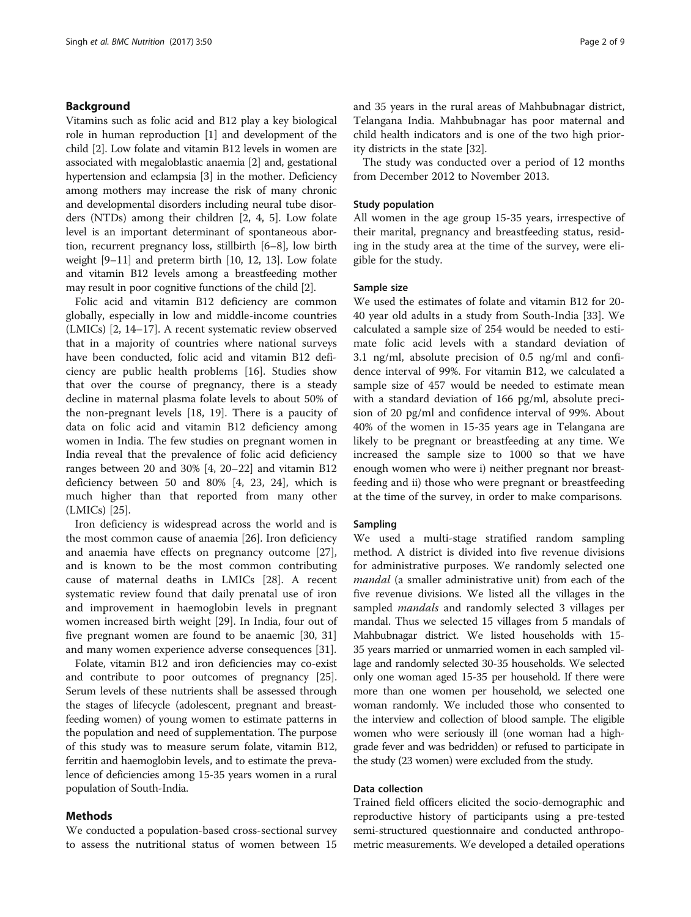## Background

Vitamins such as folic acid and B12 play a key biological role in human reproduction [1] and development of the child [2]. Low folate and vitamin B12 levels in women are associated with megaloblastic anaemia [2] and, gestational hypertension and eclampsia [3] in the mother. Deficiency among mothers may increase the risk of many chronic and developmental disorders including neural tube disorders (NTDs) among their children [2, 4, 5]. Low folate level is an important determinant of spontaneous abortion, recurrent pregnancy loss, stillbirth [6–8], low birth weight [9–11] and preterm birth [10, 12, 13]. Low folate and vitamin B12 levels among a breastfeeding mother may result in poor cognitive functions of the child [2].

Folic acid and vitamin B12 deficiency are common globally, especially in low and middle-income countries (LMICs) [2, 14–17]. A recent systematic review observed that in a majority of countries where national surveys have been conducted, folic acid and vitamin B12 deficiency are public health problems [16]. Studies show that over the course of pregnancy, there is a steady decline in maternal plasma folate levels to about 50% of the non-pregnant levels [18, 19]. There is a paucity of data on folic acid and vitamin B12 deficiency among women in India. The few studies on pregnant women in India reveal that the prevalence of folic acid deficiency ranges between 20 and 30% [4, 20–22] and vitamin B12 deficiency between 50 and 80% [4, 23, 24], which is much higher than that reported from many other (LMICs) [25].

Iron deficiency is widespread across the world and is the most common cause of anaemia [26]. Iron deficiency and anaemia have effects on pregnancy outcome [27], and is known to be the most common contributing cause of maternal deaths in LMICs [28]. A recent systematic review found that daily prenatal use of iron and improvement in haemoglobin levels in pregnant women increased birth weight [29]. In India, four out of five pregnant women are found to be anaemic [30, 31] and many women experience adverse consequences [31].

Folate, vitamin B12 and iron deficiencies may co-exist and contribute to poor outcomes of pregnancy [25]. Serum levels of these nutrients shall be assessed through the stages of lifecycle (adolescent, pregnant and breastfeeding women) of young women to estimate patterns in the population and need of supplementation. The purpose of this study was to measure serum folate, vitamin B12, ferritin and haemoglobin levels, and to estimate the prevalence of deficiencies among 15-35 years women in a rural population of South-India.

## Methods

We conducted a population-based cross-sectional survey to assess the nutritional status of women between 15 and 35 years in the rural areas of Mahbubnagar district, Telangana India. Mahbubnagar has poor maternal and child health indicators and is one of the two high priority districts in the state [32].

The study was conducted over a period of 12 months from December 2012 to November 2013.

### Study population

All women in the age group 15-35 years, irrespective of their marital, pregnancy and breastfeeding status, residing in the study area at the time of the survey, were eligible for the study.

### Sample size

We used the estimates of folate and vitamin B12 for 20-40 year old adults in a study from South-India [33]. We calculated a sample size of 254 would be needed to estimate folic acid levels with a standard deviation of 3.1 ng/ml, absolute precision of 0.5 ng/ml and confidence interval of 99%. For vitamin B12, we calculated a sample size of 457 would be needed to estimate mean with a standard deviation of 166 pg/ml, absolute precision of 20 pg/ml and confidence interval of 99%. About 40% of the women in 15-35 years age in Telangana are likely to be pregnant or breastfeeding at any time. We increased the sample size to 1000 so that we have enough women who were i) neither pregnant nor breastfeeding and ii) those who were pregnant or breastfeeding at the time of the survey, in order to make comparisons.

### Sampling

We used a multi-stage stratified random sampling method. A district is divided into five revenue divisions for administrative purposes. We randomly selected one *mandal* (a smaller administrative unit) from each of the five revenue divisions. We listed all the villages in the sampled *mandals* and randomly selected 3 villages per mandal. Thus we selected 15 villages from 5 mandals of Mahbubnagar district. We listed households with 15-35 years married or unmarried women in each sampled village and randomly selected 30-35 households. We selected only one woman aged 15-35 per household. If there were more than one women per household, we selected one woman randomly. We included those who consented to the interview and collection of blood sample. The eligible women who were seriously ill (one woman had a high-grade fever and was bedridden) or refused to participate in the study (23 women) were excluded from the study.

### Data collection

Trained field officers elicited the socio-demographic and reproductive history of participants using a pre-tested semi-structured questionnaire and conducted anthropometric measurements. We developed a detailed operations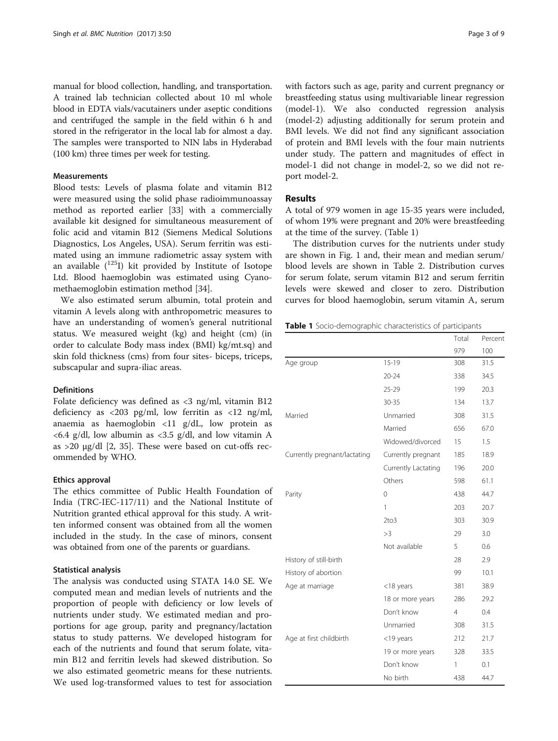manual for blood collection, handling, and transportation. A trained lab technician collected about 10 ml whole blood in EDTA vials/vacutainers under aseptic conditions and centrifuged the sample in the field within 6 h and stored in the refrigerator in the local lab for almost a day. The samples were transported to NIN labs in Hyderabad (100 km) three times per week for testing.

### Measurements

Blood tests: Levels of plasma folate and vitamin B12 were measured using the solid phase radioimmunoassay method as reported earlier [33] with a commercially available kit designed for simultaneous measurement of folic acid and vitamin B12 (Siemens Medical Solutions Diagnostics, Los Angeles, USA). Serum ferritin was estimated using an immune radiometric assay system with an available ($^{125}$I) kit provided by Institute of Isotope Ltd. Blood haemoglobin was estimated using Cyanomethaemoglobin estimation method [34].

We also estimated serum albumin, total protein and vitamin A levels along with anthropometric measures to have an understanding of women's general nutritional status. We measured weight (kg) and height (cm) (in order to calculate Body mass index (BMI) kg/mt.sq) and skin fold thickness (cms) from four sites- biceps, triceps, subscapular and supra-iliac areas.

### Definitions

Folate deficiency was defined as <3 ng/ml, vitamin B12 deficiency as <203 pg/ml, low ferritin as <12 ng/ml, anaemia as haemoglobin <11 g/dL, low protein as <6.4 g/dl, low albumin as <3.5 g/dl, and low vitamin A as >20 μg/dl [2, 35]. These were based on cut-offs recommended by WHO.

### Ethics approval

The ethics committee of Public Health Foundation of India (TRC-IEC-117/11) and the National Institute of Nutrition granted ethical approval for this study. A written informed consent was obtained from all the women included in the study. In the case of minors, consent was obtained from one of the parents or guardians.

### Statistical analysis

The analysis was conducted using STATA 14.0 SE. We computed mean and median levels of nutrients and the proportion of people with deficiency or low levels of nutrients under study. We estimated median and proportions for age group, parity and pregnancy/lactation status to study patterns. We developed histogram for each of the nutrients and found that serum folate, vitamin B12 and ferritin levels had skewed distribution. So we also estimated geometric means for these nutrients. We used log-transformed values to test for association with factors such as age, parity and current pregnancy or breastfeeding status using multivariable linear regression (model-1). We also conducted regression analysis (model-2) adjusting additionally for serum protein and BMI levels. We did not find any significant association of protein and BMI levels with the four main nutrients under study. The pattern and magnitudes of effect in model-1 did not change in model-2, so we did not report model-2.

## Results

A total of 979 women in age 15-35 years were included, of whom 19% were pregnant and 20% were breastfeeding at the time of the survey. (Table 1)

The distribution curves for the nutrients under study are shown in Fig. 1 and, their mean and median serum/blood levels are shown in Table 2. Distribution curves for serum folate, serum vitamin B12 and serum ferritin levels were skewed and closer to zero. Distribution curves for blood haemoglobin, serum vitamin A, serum

**Table 1** Socio-demographic characteristics of participants

| | | Total | Percent |
|---|---|---|---|
| | | 979 | 100 |
| Age group | 15-19 | 308 | 31.5 |
| | 20-24 | 338 | 34.5 |
| | 25-29 | 199 | 20.3 |
| | 30-35 | 134 | 13.7 |
| Married | Unmarried | 308 | 31.5 |
| | Married | 656 | 67.0 |
| | Widowed/divorced | 15 | 1.5 |
| Currently pregnant/lactating | Currently pregnant | 185 | 18.9 |
| | Currently Lactating | 196 | 20.0 |
| | Others | 598 | 61.1 |
| Parity | 0 | 438 | 44.7 |
| | 1 | 203 | 20.7 |
| | 2to3 | 303 | 30.9 |
| | >3 | 29 | 3.0 |
| | Not available | 5 | 0.6 |
| History of still-birth | | 28 | 2.9 |
| History of abortion | | 99 | 10.1 |
| Age at marriage | <18 years | 381 | 38.9 |
| | 18 or more years | 286 | 29.2 |
| | Don't know | 4 | 0.4 |
| | Unmarried | 308 | 31.5 |
| Age at first childbirth | <19 years | 212 | 21.7 |
| | 19 or more years | 328 | 33.5 |
| | Don't know | 1 | 0.1 |
| | No birth | 438 | 44.7 |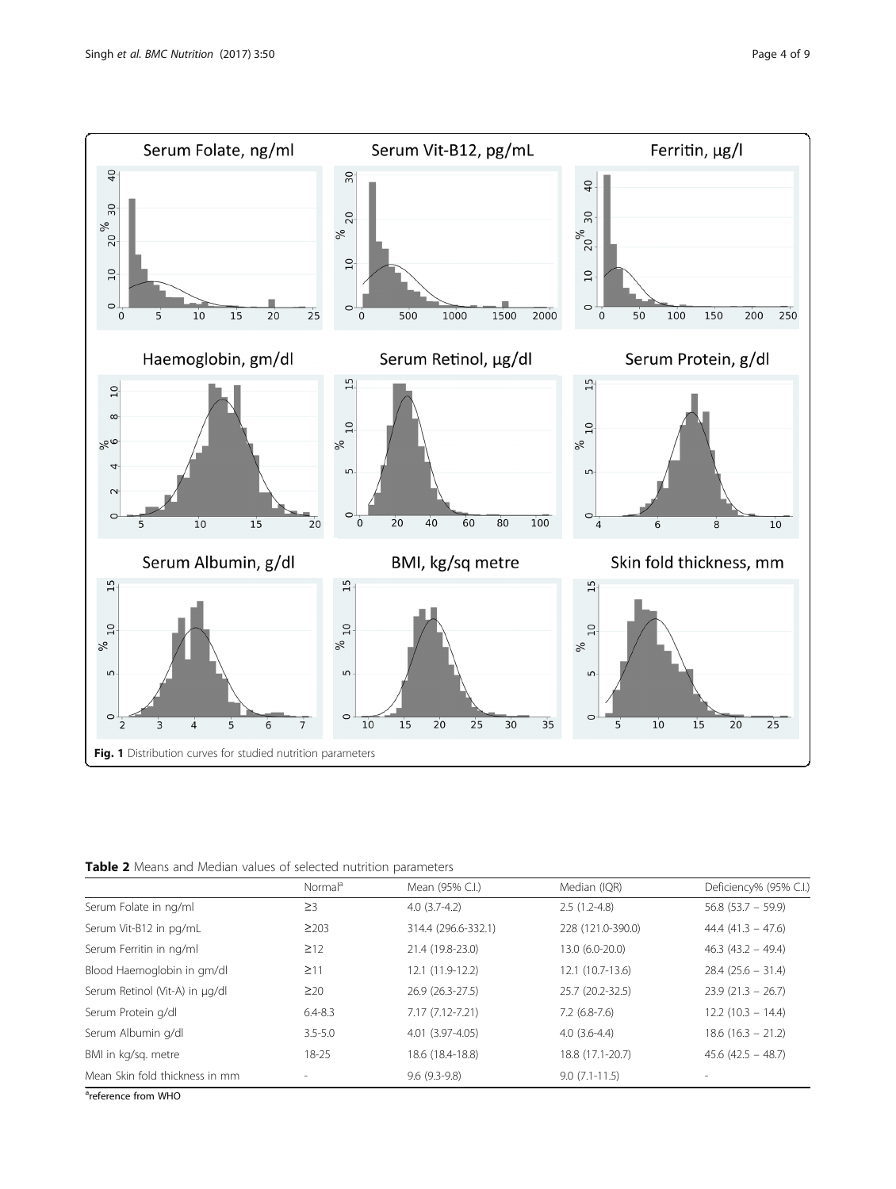Fig. 1 Distribution curves for studied nutrition parameters

**Table 2** Means and Median values of selected nutrition parameters

| | Normal[a] | Mean (95% C.I.) | Median (IQR) | Deficiency% (95% C.I.) |
|---|---|---|---|---|
| Serum Folate in ng/ml | ≥3 | 4.0 (3.7-4.2) | 2.5 (1.2-4.8) | 56.8 (53.7 – 59.9) |
| Serum Vit-B12 in pg/mL | ≥203 | 314.4 (296.6-332.1) | 228 (121.0-390.0) | 44.4 (41.3 – 47.6) |
| Serum Ferritin in ng/ml | ≥12 | 21.4 (19.8-23.0) | 13.0 (6.0-20.0) | 46.3 (43.2 – 49.4) |
| Blood Haemoglobin in gm/dl | ≥11 | 12.1 (11.9-12.2) | 12.1 (10.7-13.6) | 28.4 (25.6 – 31.4) |
| Serum Retinol (Vit-A) in µg/dl | ≥20 | 26.9 (26.3-27.5) | 25.7 (20.2-32.5) | 23.9 (21.3 – 26.7) |
| Serum Protein g/dl | 6.4-8.3 | 7.17 (7.12-7.21) | 7.2 (6.8-7.6) | 12.2 (10.3 – 14.4) |
| Serum Albumin g/dl | 3.5-5.0 | 4.01 (3.97-4.05) | 4.0 (3.6-4.4) | 18.6 (16.3 – 21.2) |
| BMI in kg/sq. metre | 18-25 | 18.6 (18.4-18.8) | 18.8 (17.1-20.7) | 45.6 (42.5 – 48.7) |
| Mean Skin fold thickness in mm | - | 9.6 (9.3-9.8) | 9.0 (7.1-11.5) | - |

[a]reference from WHO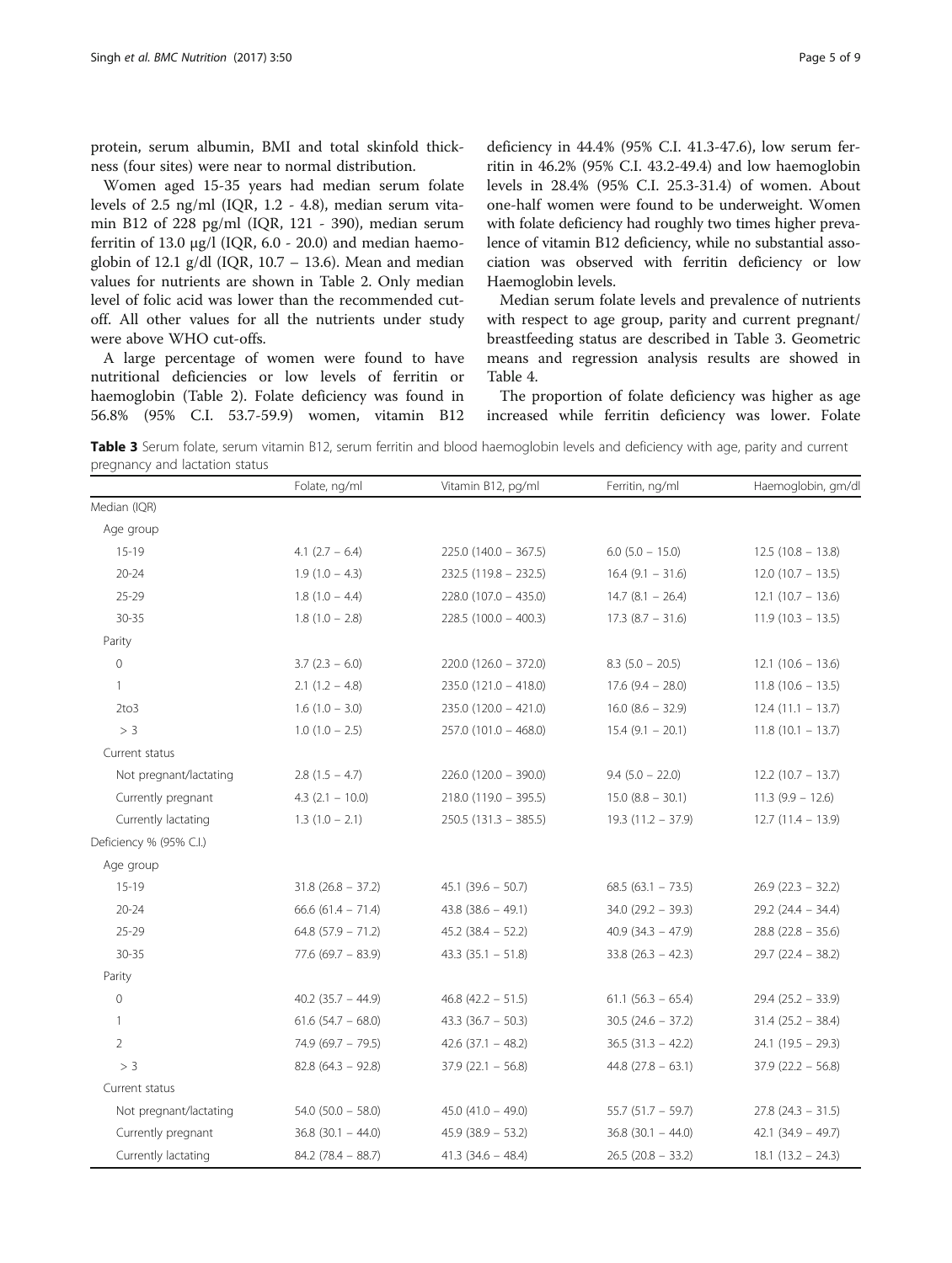protein, serum albumin, BMI and total skinfold thickness (four sites) were near to normal distribution.

Women aged 15-35 years had median serum folate levels of 2.5 ng/ml (IQR, 1.2 - 4.8), median serum vitamin B12 of 228 pg/ml (IQR, 121 - 390), median serum ferritin of 13.0 μg/l (IQR, 6.0 - 20.0) and median haemoglobin of 12.1 g/dl (IQR, 10.7 – 13.6). Mean and median values for nutrients are shown in Table 2. Only median level of folic acid was lower than the recommended cutoff. All other values for all the nutrients under study were above WHO cut-offs.

A large percentage of women were found to have nutritional deficiencies or low levels of ferritin or haemoglobin (Table 2). Folate deficiency was found in 56.8% (95% C.I. 53.7-59.9) women, vitamin B12 deficiency in 44.4% (95% C.I. 41.3-47.6), low serum ferritin in 46.2% (95% C.I. 43.2-49.4) and low haemoglobin levels in 28.4% (95% C.I. 25.3-31.4) of women. About one-half women were found to be underweight. Women with folate deficiency had roughly two times higher prevalence of vitamin B12 deficiency, while no substantial association was observed with ferritin deficiency or low Haemoglobin levels.

Median serum folate levels and prevalence of nutrients with respect to age group, parity and current pregnant/breastfeeding status are described in Table 3. Geometric means and regression analysis results are showed in Table 4.

The proportion of folate deficiency was higher as age increased while ferritin deficiency was lower. Folate

**Table 3** Serum folate, serum vitamin B12, serum ferritin and blood haemoglobin levels and deficiency with age, parity and current pregnancy and lactation status

| | Folate, ng/ml | Vitamin B12, pg/ml | Ferritin, ng/ml | Haemoglobin, gm/dl |
|---|---|---|---|---|
| Median (IQR) | | | | |
| Age group | | | | |
| 15-19 | 4.1 (2.7 – 6.4) | 225.0 (140.0 – 367.5) | 6.0 (5.0 – 15.0) | 12.5 (10.8 – 13.8) |
| 20-24 | 1.9 (1.0 – 4.3) | 232.5 (119.8 – 232.5) | 16.4 (9.1 – 31.6) | 12.0 (10.7 – 13.5) |
| 25-29 | 1.8 (1.0 – 4.4) | 228.0 (107.0 – 435.0) | 14.7 (8.1 – 26.4) | 12.1 (10.7 – 13.6) |
| 30-35 | 1.8 (1.0 – 2.8) | 228.5 (100.0 – 400.3) | 17.3 (8.7 – 31.6) | 11.9 (10.3 – 13.5) |
| Parity | | | | |
| 0 | 3.7 (2.3 – 6.0) | 220.0 (126.0 – 372.0) | 8.3 (5.0 – 20.5) | 12.1 (10.6 – 13.6) |
| 1 | 2.1 (1.2 – 4.8) | 235.0 (121.0 – 418.0) | 17.6 (9.4 – 28.0) | 11.8 (10.6 – 13.5) |
| 2to3 | 1.6 (1.0 – 3.0) | 235.0 (120.0 – 421.0) | 16.0 (8.6 – 32.9) | 12.4 (11.1 – 13.7) |
| > 3 | 1.0 (1.0 – 2.5) | 257.0 (101.0 – 468.0) | 15.4 (9.1 – 20.1) | 11.8 (10.1 – 13.7) |
| Current status | | | | |
| Not pregnant/lactating | 2.8 (1.5 – 4.7) | 226.0 (120.0 – 390.0) | 9.4 (5.0 – 22.0) | 12.2 (10.7 – 13.7) |
| Currently pregnant | 4.3 (2.1 – 10.0) | 218.0 (119.0 – 395.5) | 15.0 (8.8 – 30.1) | 11.3 (9.9 – 12.6) |
| Currently lactating | 1.3 (1.0 – 2.1) | 250.5 (131.3 – 385.5) | 19.3 (11.2 – 37.9) | 12.7 (11.4 – 13.9) |
| Deficiency % (95% C.I.) | | | | |
| Age group | | | | |
| 15-19 | 31.8 (26.8 – 37.2) | 45.1 (39.6 – 50.7) | 68.5 (63.1 – 73.5) | 26.9 (22.3 – 32.2) |
| 20-24 | 66.6 (61.4 – 71.4) | 43.8 (38.6 – 49.1) | 34.0 (29.2 – 39.3) | 29.2 (24.4 – 34.4) |
| 25-29 | 64.8 (57.9 – 71.2) | 45.2 (38.4 – 52.2) | 40.9 (34.3 – 47.9) | 28.8 (22.8 – 35.6) |
| 30-35 | 77.6 (69.7 – 83.9) | 43.3 (35.1 – 51.8) | 33.8 (26.3 – 42.3) | 29.7 (22.4 – 38.2) |
| Parity | | | | |
| 0 | 40.2 (35.7 – 44.9) | 46.8 (42.2 – 51.5) | 61.1 (56.3 – 65.4) | 29.4 (25.2 – 33.9) |
| 1 | 61.6 (54.7 – 68.0) | 43.3 (36.7 – 50.3) | 30.5 (24.6 – 37.2) | 31.4 (25.2 – 38.4) |
| 2 | 74.9 (69.7 – 79.5) | 42.6 (37.1 – 48.2) | 36.5 (31.3 – 42.2) | 24.1 (19.5 – 29.3) |
| > 3 | 82.8 (64.3 – 92.8) | 37.9 (22.1 – 56.8) | 44.8 (27.8 – 63.1) | 37.9 (22.2 – 56.8) |
| Current status | | | | |
| Not pregnant/lactating | 54.0 (50.0 – 58.0) | 45.0 (41.0 – 49.0) | 55.7 (51.7 – 59.7) | 27.8 (24.3 – 31.5) |
| Currently pregnant | 36.8 (30.1 – 44.0) | 45.9 (38.9 – 53.2) | 36.8 (30.1 – 44.0) | 42.1 (34.9 – 49.7) |
| Currently lactating | 84.2 (78.4 – 88.7) | 41.3 (34.6 – 48.4) | 26.5 (20.8 – 33.2) | 18.1 (13.2 – 24.3) |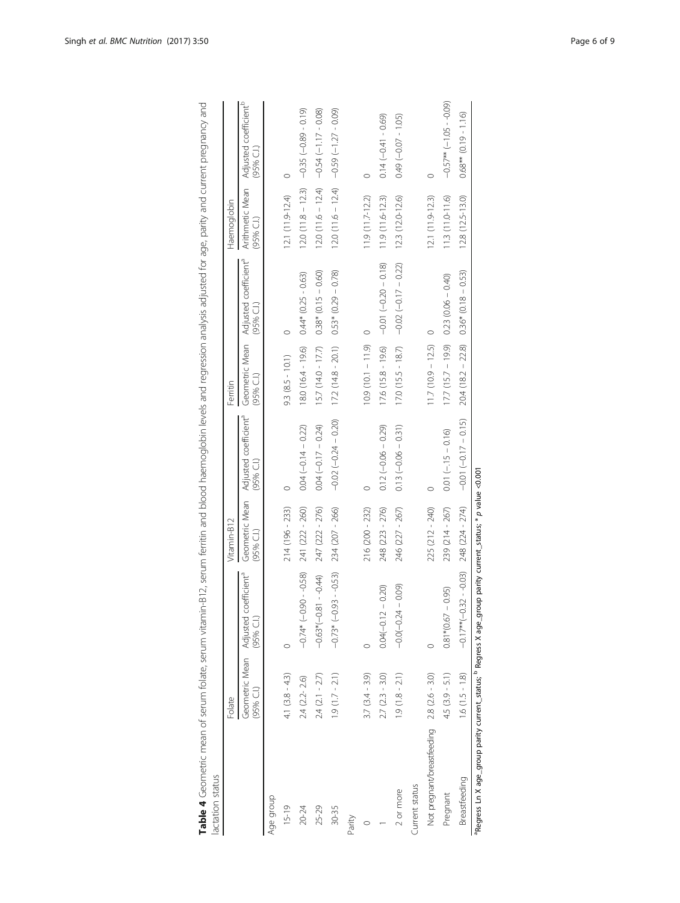**Table 4** Geometric mean of serum folate, serum vitamin-B12, serum ferritin and blood haemoglobin levels and regression analysis adjusted for age, parity and current pregnancy and lactation status

| | Folate | | Vitamin-B12 | | Ferritin | | Haemoglobin | |
|---|---|---|---|---|---|---|---|---|
| | Geometric Mean (95% C.I.) | Adjusted coefficient[a] (95% C.I.) | Geometric Mean (95% C.I.) | Adjusted coefficient[a] (95% C.I.) | Geometric Mean (95% C.I.) | Adjusted coefficient[a] (95% C.I.) | Arithmetic Mean (95% C.I.) | Adjusted coefficient[b] (95% C.I.) |
| Age group | | | | | | | | |
| 15-19 | 4.1 (3.8 - 4.3) | 0 | 214 (196 - 233) | 0 | 9.3 (8.5 - 10.1) | 0 | 12.1 (11.9-12.4) | 0 |
| 20-24 | 2.4 (2.2- 2.6) | −0.74* (−0.90 - −0.58) | 241 (222 - 260) | 0.04 (−0.14 – 0.22) | 18.0 (16.4 - 19.6) | 0.44* (0.25 - 0.63) | 12.0 (11.8 – 12.3) | −0.35 (−0.89 – 0.19) |
| 25-29 | 2.4 (2.1 - 2.7) | −0.63*(−0.81 - −0.44) | 247 (222 - 276) | 0.04 (−0.17 – 0.24) | 15.7 (14.0 - 17.7) | 0.38* (0.15 – 0.60) | 12.0 (11.6 – 12.4) | −0.54 (−1.17 – 0.08) |
| 30-35 | 1.9 (1.7 - 2.1) | −0.73* (−0.93 - −0.53) | 234 (207 - 266) | −0.02 (−0.24 – 0.20) | 17.2 (14.8 - 20.1) | 0.53* (0.29 – 0.78) | 12.0 (11.6 – 12.4) | −0.59 (−1.27 – 0.09) |
| Parity | | | | | | | | |
| 0 | 3.7 (3.4 - 3.9) | 0 | 216 (200 - 232) | 0 | 10.9 (10.1 – 11.9) | 0 | 11.9 (11.7-12.2) | 0 |
| 1 | 2.7 (2.3 - 3.0) | 0.04(−0.12 – 0.20) | 248 (223 - 276) | 0.12 (−0.06 – 0.29) | 17.6 (15.8 - 19.6) | −0.01 (−0.20 – 0.18) | 11.9 (11.6-12.3) | 0.14 (−0.41 - 0.69) |
| 2 or more | 1.9 (1.8 - 2.1) | −0.0(−0.24 – 0.09) | 246 (227 - 267) | 0.13 (−0.06 – 0.31) | 17.0 (15.5 - 18.7) | −0.02 (−0.17 – 0.22) | 12.3 (12.0-12.6) | 0.49 (−0.07 - 1.05) |
| Current status | | | | | | | | |
| Not pregnant/breastfeeding | 2.8 (2.6 - 3.0) | 0 | 225 (212 - 240) | 0 | 11.7 (10.9 – 12.5) | 0 | 12.1 (11.9-12.3) | 0 |
| Pregnant | 4.5 (3.9 - 5.1) | 0.81*(0.67 – 0.95) | 239 (214 - 267) | 0.01 (−.15 – 0.16) | 17.7 (15.7 – 19.9) | 0.23 (0.06 – 0.40) | 11.3 (11.0-11.6) | −0.57** (−1.05 - -0.09) |
| Breastfeeding | 1.6 (1.5 - 1.8) | −0.17**(−0.32 – -0.03) | 248 (224 - 274) | −0.01 (−0.17 – 0.15) | 20.4 (18.2 – 22.8) | 0.36* (0.18 – 0.53) | 12.8 (12.5-13.0) | 0.68** (0.19 - 1.16) |

[a]Regress Ln X age_group parity current_status; [b] Regress X age_group parity current_status; * p value <0.001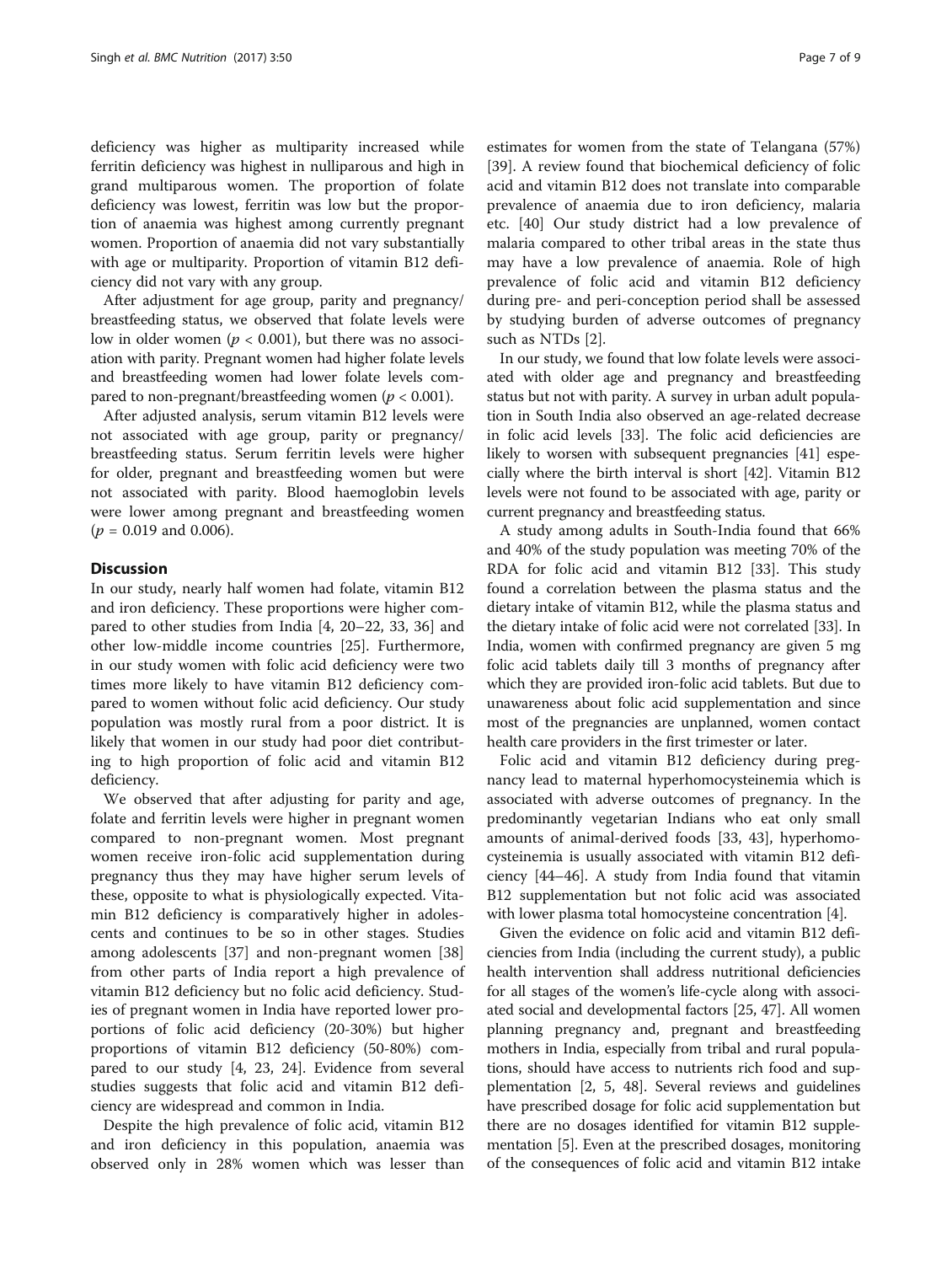deficiency was higher as multiparity increased while ferritin deficiency was highest in nulliparous and high in grand multiparous women. The proportion of folate deficiency was lowest, ferritin was low but the proportion of anaemia was highest among currently pregnant women. Proportion of anaemia did not vary substantially with age or multiparity. Proportion of vitamin B12 deficiency did not vary with any group.

After adjustment for age group, parity and pregnancy/breastfeeding status, we observed that folate levels were low in older women ($p < 0.001$), but there was no association with parity. Pregnant women had higher folate levels and breastfeeding women had lower folate levels compared to non-pregnant/breastfeeding women ($p < 0.001$).

After adjusted analysis, serum vitamin B12 levels were not associated with age group, parity or pregnancy/breastfeeding status. Serum ferritin levels were higher for older, pregnant and breastfeeding women but were not associated with parity. Blood haemoglobin levels were lower among pregnant and breastfeeding women ($p = 0.019$ and 0.006).

## Discussion

In our study, nearly half women had folate, vitamin B12 and iron deficiency. These proportions were higher compared to other studies from India [4, 20–22, 33, 36] and other low-middle income countries [25]. Furthermore, in our study women with folic acid deficiency were two times more likely to have vitamin B12 deficiency compared to women without folic acid deficiency. Our study population was mostly rural from a poor district. It is likely that women in our study had poor diet contributing to high proportion of folic acid and vitamin B12 deficiency.

We observed that after adjusting for parity and age, folate and ferritin levels were higher in pregnant women compared to non-pregnant women. Most pregnant women receive iron-folic acid supplementation during pregnancy thus they may have higher serum levels of these, opposite to what is physiologically expected. Vitamin B12 deficiency is comparatively higher in adolescents and continues to be so in other stages. Studies among adolescents [37] and non-pregnant women [38] from other parts of India report a high prevalence of vitamin B12 deficiency but no folic acid deficiency. Studies of pregnant women in India have reported lower proportions of folic acid deficiency (20-30%) but higher proportions of vitamin B12 deficiency (50-80%) compared to our study [4, 23, 24]. Evidence from several studies suggests that folic acid and vitamin B12 deficiency are widespread and common in India.

Despite the high prevalence of folic acid, vitamin B12 and iron deficiency in this population, anaemia was observed only in 28% women which was lesser than estimates for women from the state of Telangana (57%) [39]. A review found that biochemical deficiency of folic acid and vitamin B12 does not translate into comparable prevalence of anaemia due to iron deficiency, malaria etc. [40] Our study district had a low prevalence of malaria compared to other tribal areas in the state thus may have a low prevalence of anaemia. Role of high prevalence of folic acid and vitamin B12 deficiency during pre- and peri-conception period shall be assessed by studying burden of adverse outcomes of pregnancy such as NTDs [2].

In our study, we found that low folate levels were associated with older age and pregnancy and breastfeeding status but not with parity. A survey in urban adult population in South India also observed an age-related decrease in folic acid levels [33]. The folic acid deficiencies are likely to worsen with subsequent pregnancies [41] especially where the birth interval is short [42]. Vitamin B12 levels were not found to be associated with age, parity or current pregnancy and breastfeeding status.

A study among adults in South-India found that 66% and 40% of the study population was meeting 70% of the RDA for folic acid and vitamin B12 [33]. This study found a correlation between the plasma status and the dietary intake of vitamin B12, while the plasma status and the dietary intake of folic acid were not correlated [33]. In India, women with confirmed pregnancy are given 5 mg folic acid tablets daily till 3 months of pregnancy after which they are provided iron-folic acid tablets. But due to unawareness about folic acid supplementation and since most of the pregnancies are unplanned, women contact health care providers in the first trimester or later.

Folic acid and vitamin B12 deficiency during pregnancy lead to maternal hyperhomocysteinemia which is associated with adverse outcomes of pregnancy. In the predominantly vegetarian Indians who eat only small amounts of animal-derived foods [33, 43], hyperhomocysteinemia is usually associated with vitamin B12 deficiency [44–46]. A study from India found that vitamin B12 supplementation but not folic acid was associated with lower plasma total homocysteine concentration [4].

Given the evidence on folic acid and vitamin B12 deficiencies from India (including the current study), a public health intervention shall address nutritional deficiencies for all stages of the women's life-cycle along with associated social and developmental factors [25, 47]. All women planning pregnancy and, pregnant and breastfeeding mothers in India, especially from tribal and rural populations, should have access to nutrients rich food and supplementation [2, 5, 48]. Several reviews and guidelines have prescribed dosage for folic acid supplementation but there are no dosages identified for vitamin B12 supplementation [5]. Even at the prescribed dosages, monitoring of the consequences of folic acid and vitamin B12 intake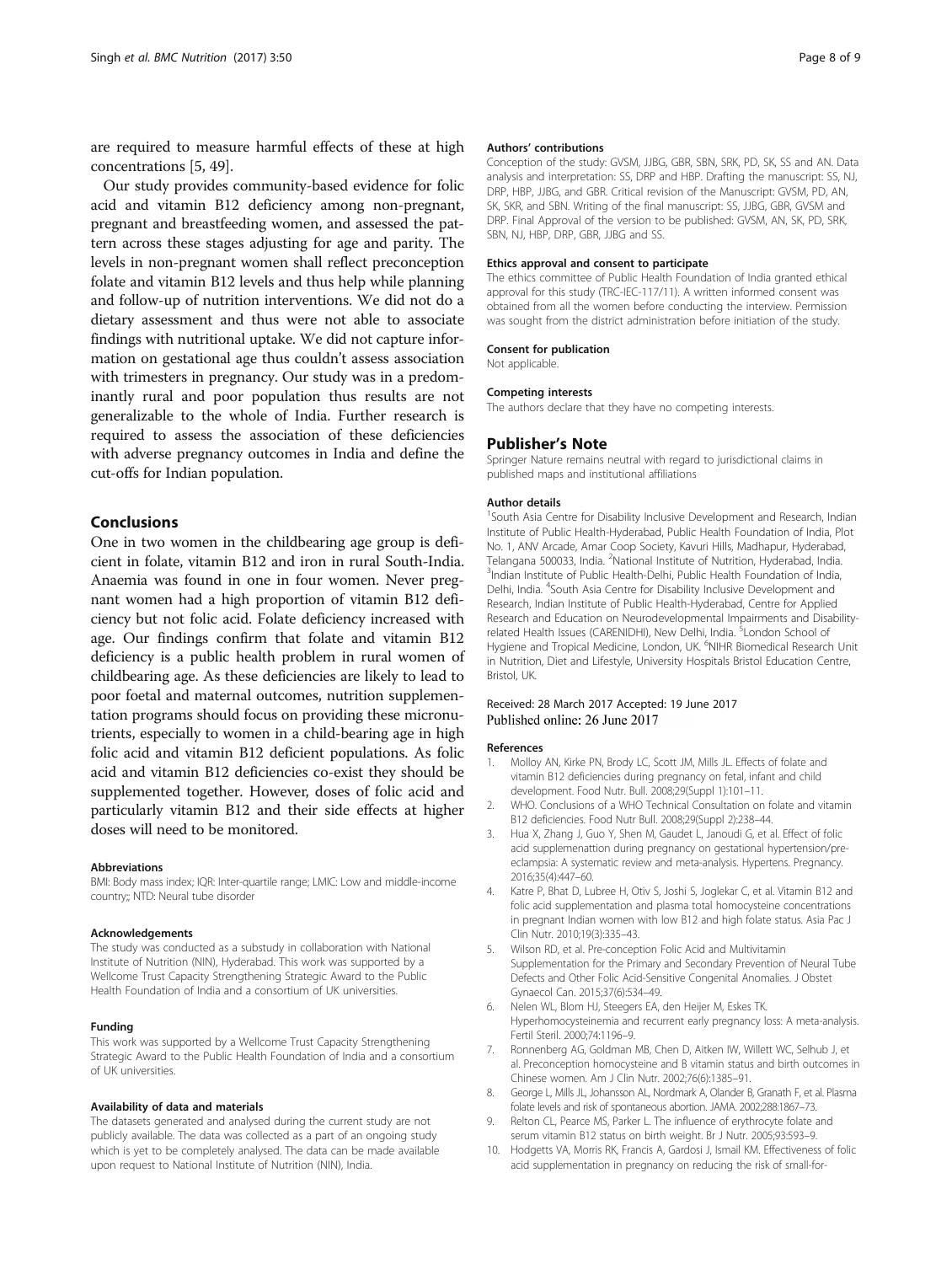are required to measure harmful effects of these at high concentrations [5, 49].

Our study provides community-based evidence for folic acid and vitamin B12 deficiency among non-pregnant, pregnant and breastfeeding women, and assessed the pattern across these stages adjusting for age and parity. The levels in non-pregnant women shall reflect preconception folate and vitamin B12 levels and thus help while planning and follow-up of nutrition interventions. We did not do a dietary assessment and thus were not able to associate findings with nutritional uptake. We did not capture information on gestational age thus couldn't assess association with trimesters in pregnancy. Our study was in a predominantly rural and poor population thus results are not generalizable to the whole of India. Further research is required to assess the association of these deficiencies with adverse pregnancy outcomes in India and define the cut-offs for Indian population.

## Conclusions

One in two women in the childbearing age group is deficient in folate, vitamin B12 and iron in rural South-India. Anaemia was found in one in four women. Never pregnant women had a high proportion of vitamin B12 deficiency but not folic acid. Folate deficiency increased with age. Our findings confirm that folate and vitamin B12 deficiency is a public health problem in rural women of childbearing age. As these deficiencies are likely to lead to poor foetal and maternal outcomes, nutrition supplementation programs should focus on providing these micronutrients, especially to women in a child-bearing age in high folic acid and vitamin B12 deficient populations. As folic acid and vitamin B12 deficiencies co-exist they should be supplemented together. However, doses of folic acid and particularly vitamin B12 and their side effects at higher doses will need to be monitored.

#### Abbreviations

BMI: Body mass index; IQR: Inter-quartile range; LMIC: Low and middle-income country;; NTD: Neural tube disorder

#### Acknowledgements

The study was conducted as a substudy in collaboration with National Institute of Nutrition (NIN), Hyderabad. This work was supported by a Wellcome Trust Capacity Strengthening Strategic Award to the Public Health Foundation of India and a consortium of UK universities.

#### Funding

This work was supported by a Wellcome Trust Capacity Strengthening Strategic Award to the Public Health Foundation of India and a consortium of UK universities.

#### Availability of data and materials

The datasets generated and analysed during the current study are not publicly available. The data was collected as a part of an ongoing study which is yet to be completely analysed. The data can be made available upon request to National Institute of Nutrition (NIN), India.

#### Authors' contributions

Conception of the study: GVSM, JJBG, GBR, SBN, SRK, PD, SK, SS and AN. Data analysis and interpretation: SS, DRP and HBP. Drafting the manuscript: SS, NJ, DRP, HBP, JJBG, and GBR. Critical revision of the Manuscript: GVSM, PD, AN, SK, SKR, and SBN. Writing of the final manuscript: SS, JJBG, GBR, GVSM and DRP. Final Approval of the version to be published: GVSM, AN, SK, PD, SRK, SBN, NJ, HBP, DRP, GBR, JJBG and SS.

#### Ethics approval and consent to participate

The ethics committee of Public Health Foundation of India granted ethical approval for this study (TRC-IEC-117/11). A written informed consent was obtained from all the women before conducting the interview. Permission was sought from the district administration before initiation of the study.

#### Consent for publication

Not applicable.

#### Competing interests

The authors declare that they have no competing interests.

## Publisher's Note

Springer Nature remains neutral with regard to jurisdictional claims in published maps and institutional affiliations

#### Author details

[1]South Asia Centre for Disability Inclusive Development and Research, Indian Institute of Public Health-Hyderabad, Public Health Foundation of India, Plot No. 1, ANV Arcade, Amar Coop Society, Kavuri Hills, Madhapur, Hyderabad, Telangana 500033, India. [2]National Institute of Nutrition, Hyderabad, India. [3]Indian Institute of Public Health-Delhi, Public Health Foundation of India, Delhi, India. [4]South Asia Centre for Disability Inclusive Development and Research, Indian Institute of Public Health-Hyderabad, Centre for Applied Research and Education on Neurodevelopmental Impairments and Disability-related Health Issues (CARENIDHI), New Delhi, India. [5]London School of Hygiene and Tropical Medicine, London, UK. [6]NIHR Biomedical Research Unit in Nutrition, Diet and Lifestyle, University Hospitals Bristol Education Centre, Bristol, UK.

Received: 28 March 2017 Accepted: 19 June 2017
Published online: 26 June 2017

#### References

1. Molloy AN, Kirke PN, Brody LC, Scott JM, Mills JL. Effects of folate and vitamin B12 deficiencies during pregnancy on fetal, infant and child development. Food Nutr. Bull. 2008;29(Suppl 1):101–11.
2. WHO. Conclusions of a WHO Technical Consultation on folate and vitamin B12 deficiencies. Food Nutr Bull. 2008;29(Suppl 2):238–44.
3. Hua X, Zhang J, Guo Y, Shen M, Gaudet L, Janoudi G, et al. Effect of folic acid supplemenattion during pregnancy on gestational hypertension/pre-eclampsia: A systematic review and meta-analysis. Hypertens. Pregnancy. 2016;35(4):447–60.
4. Katre P, Bhat D, Lubree H, Otiv S, Joshi S, Joglekar C, et al. Vitamin B12 and folic acid supplementation and plasma total homocysteine concentrations in pregnant Indian women with low B12 and high folate status. Asia Pac J Clin Nutr. 2010;19(3):335–43.
5. Wilson RD, et al. Pre-conception Folic Acid and Multivitamin Supplementation for the Primary and Secondary Prevention of Neural Tube Defects and Other Folic Acid-Sensitive Congenital Anomalies. J Obstet Gynaecol Can. 2015;37(6):534–49.
6. Nelen WL, Blom HJ, Steegers EA, den Heijer M, Eskes TK. Hyperhomocysteinemia and recurrent early pregnancy loss: A meta-analysis. Fertil Steril. 2000;74:1196–9.
7. Ronnenberg AG, Goldman MB, Chen D, Aitken IW, Willett WC, Selhub J, et al. Preconception homocysteine and B vitamin status and birth outcomes in Chinese women. Am J Clin Nutr. 2002;76(6):1385–91.
8. George L, Mills JL, Johansson AL, Nordmark A, Olander B, Granath F, et al. Plasma folate levels and risk of spontaneous abortion. JAMA. 2002;288:1867–73.
9. Relton CL, Pearce MS, Parker L. The influence of erythrocyte folate and serum vitamin B12 status on birth weight. Br J Nutr. 2005;93:593–9.
10. Hodgetts VA, Morris RK, Francis A, Gardosi J, Ismail KM. Effectiveness of folic acid supplementation in pregnancy on reducing the risk of small-for-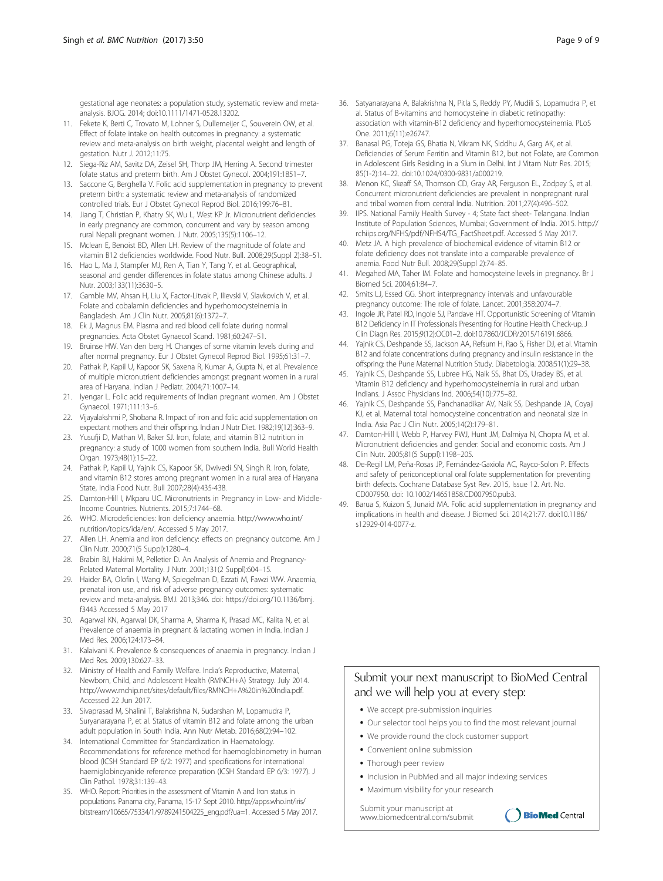gestational age neonates: a population study, systematic review and meta-analysis. BJOG. 2014; doi:10.1111/1471-0528.13202.

11. Fekete K, Berti C, Trovato M, Lohner S, Dullemeijer C, Souverein OW, et al. Effect of folate intake on health outcomes in pregnancy: a systematic review and meta-analysis on birth weight, placental weight and length of gestation. Nutr J. 2012;11:75.
12. Siega-Riz AM, Savitz DA, Zeisel SH, Thorp JM, Herring A. Second trimester folate status and preterm birth. Am J Obstet Gynecol. 2004;191:1851–7.
13. Saccone G, Berghella V. Folic acid supplementation in pregnancy to prevent preterm birth: a systematic review and meta-analysis of randomized controlled trials. Eur J Obstet Gynecol Reprod Biol. 2016;199:76–81.
14. Jiang T, Christian P, Khatry SK, Wu L, West KP Jr. Micronutrient deficiencies in early pregnancy are common, concurrent and vary by season among rural Nepali pregnant women. J Nutr. 2005;135(5):1106–12.
15. Mclean E, Benoist BD, Allen LH. Review of the magnitude of folate and vitamin B12 deficiencies worldwide. Food Nutr. Bull. 2008;29(Suppl 2):38–51.
16. Hao L, Ma J, Stampfer MJ, Ren A, Tian Y, Tang Y, et al. Geographical, seasonal and gender differences in folate status among Chinese adults. J Nutr. 2003;133(11):3630–5.
17. Gamble MV, Ahsan H, Liu X, Factor-Litvak P, Ilievski V, Slavkovich V, et al. Folate and cobalamin deficiencies and hyperhomocysteinemia in Bangladesh. Am J Clin Nutr. 2005;81(6):1372–7.
18. Ek J, Magnus EM. Plasma and red blood cell folate during normal pregnancies. Acta Obstet Gynaecol Scand. 1981;60:247–51.
19. Bruinse HW. Van den berg H. Changes of some vitamin levels during and after normal pregnancy. Eur J Obstet Gynecol Reprod Biol. 1995;61:31–7.
20. Pathak P, Kapil U, Kapoor SK, Saxena R, Kumar A, Gupta N, et al. Prevalence of multiple micronutrient deficiencies amongst pregnant women in a rural area of Haryana. Indian J Pediatr. 2004;71:1007–14.
21. Iyengar L. Folic acid requirements of Indian pregnant women. Am J Obstet Gynaecol. 1971;111:13–6.
22. Vijayalakshmi P, Shobana R. Impact of iron and folic acid supplementation on expectant mothers and their offspring. Indian J Nutr Diet. 1982;19(12):363–9.
23. Yusufji D, Mathan VI, Baker SJ. Iron, folate, and vitamin B12 nutrition in pregnancy: a study of 1000 women from southern India. Bull World Health Organ. 1973;48(1):15–22.
24. Pathak P, Kapil U, Yajnik CS, Kapoor SK, Dwivedi SN, Singh R. Iron, folate, and vitamin B12 stores among pregnant women in a rural area of Haryana State, India Food Nutr. Bull 2007;28(4):435-438.
25. Darnton-Hill I, Mkparu UC. Micronutrients in Pregnancy in Low- and Middle-Income Countries. Nutrients. 2015;7:1744–68.
26. WHO. Microdeficiencies: Iron deficiency anaemia. http://www.who.int/nutrition/topics/ida/en/. Accessed 5 May 2017.
27. Allen LH. Anemia and iron deficiency: effects on pregnancy outcome. Am J Clin Nutr. 2000;71(5 Suppl):1280–4.
28. Brabin BJ, Hakimi M, Pelletier D. An Analysis of Anemia and Pregnancy-Related Maternal Mortality. J Nutr. 2001;131(2 Suppl):604–15.
29. Haider BA, Olofin I, Wang M, Spiegelman D, Ezzati M, Fawzi WW. Anaemia, prenatal iron use, and risk of adverse pregnancy outcomes: systematic review and meta-analysis. BMJ. 2013;346. doi: https://doi.org/10.1136/bmj.f3443 Accessed 5 May 2017
30. Agarwal KN, Agarwal DK, Sharma A, Sharma K, Prasad MC, Kalita N, et al. Prevalence of anaemia in pregnant & lactating women in India. Indian J Med Res. 2006;124:173–84.
31. Kalaivani K. Prevalence & consequences of anaemia in pregnancy. Indian J Med Res. 2009;130:627–33.
32. Ministry of Health and Family Welfare. India's Reproductive, Maternal, Newborn, Child, and Adolescent Health (RMNCH+A) Strategy. July 2014. http://www.mchip.net/sites/default/files/RMNCH+A%20in%20India.pdf. Accessed 22 Jun 2017.
33. Sivaprasad M, Shalini T, Balakrishna N, Sudarshan M, Lopamudra P, Suryanarayana P, et al. Status of vitamin B12 and folate among the urban adult population in South India. Ann Nutr Metab. 2016;68(2):94–102.
34. International Committee for Standardization in Haematology. Recommendations for reference method for haemoglobinometry in human blood (ICSH Standard EP 6/2: 1977) and specifications for international haemiglobincyanide reference preparation (ICSH Standard EP 6/3: 1977). J Clin Pathol. 1978;31:139–43.
35. WHO. Report: Priorities in the assessment of Vitamin A and Iron status in populations. Panama city, Panama, 15-17 Sept 2010. http://apps.who.int/iris/bitstream/10665/75334/1/9789241504225_eng.pdf?ua=1. Accessed 5 May 2017.
36. Satyanarayana A, Balakrishna N, Pitla S, Reddy PY, Mudili S, Lopamudra P, et al. Status of B-vitamins and homocysteine in diabetic retinopathy: association with vitamin-B12 deficiency and hyperhomocysteinemia. PLoS One. 2011;6(11):e26747.
37. Banasal PG, Toteja GS, Bhatia N, Vikram NK, Siddhu A, Garg AK, et al. Deficiencies of Serum Ferritin and Vitamin B12, but not Folate, are Common in Adolescent Girls Residing in a Slum in Delhi. Int J Vitam Nutr Res. 2015; 85(1-2):14–22. doi:10.1024/0300-9831/a000219.
38. Menon KC, Skeaff SA, Thomson CD, Gray AR, Ferguson EL, Zodpey S, et al. Concurrent micronutrient deficiencies are prevalent in nonpregnant rural and tribal women from central India. Nutrition. 2011;27(4):496–502.
39. IIPS. National Family Health Survey - 4; State fact sheet- Telangana. Indian Institute of Population Sciences, Mumbai; Government of India. 2015. http://rchiips.org/NFHS/pdf/NFHS4/TG_FactSheet.pdf. Accessed 5 May 2017.
40. Metz JA. A high prevalence of biochemical evidence of vitamin B12 or folate deficiency does not translate into a comparable prevalence of anemia. Food Nutr Bull. 2008;29(Suppl 2):74–85.
41. Megahed MA, Taher IM. Folate and homocysteine levels in pregnancy. Br J Biomed Sci. 2004;61:84–7.
42. Smits LJ, Essed GG. Short interpregnancy intervals and unfavourable pregnancy outcome: The role of folate. Lancet. 2001;358:2074–7.
43. Ingole JR, Patel RD, Ingole SJ, Pandave HT. Opportunistic Screening of Vitamin B12 Deficiency in IT Professionals Presenting for Routine Health Check-up. J Clin Diagn Res. 2015;9(12):OC01–2. doi:10.7860/JCDR/2015/16191.6866.
44. Yajnik CS, Deshpande SS, Jackson AA, Refsum H, Rao S, Fisher DJ, et al. Vitamin B12 and folate concentrations during pregnancy and insulin resistance in the offspring: the Pune Maternal Nutrition Study. Diabetologia. 2008;51(1):29–38.
45. Yajnik CS, Deshpande SS, Lubree HG, Naik SS, Bhat DS, Uradey BS, et al. Vitamin B12 deficiency and hyperhomocysteinemia in rural and urban Indians. J Assoc Physicians Ind. 2006;54(10):775–82.
46. Yajnik CS, Deshpande SS, Panchanadikar AV, Naik SS, Deshpande JA, Coyaji KJ, et al. Maternal total homocysteine concentration and neonatal size in India. Asia Pac J Clin Nutr. 2005;14(2):179–81.
47. Darnton-Hill I, Webb P, Harvey PWJ, Hunt JM, Dalmiya N, Chopra M, et al. Micronutrient deficiencies and gender: Social and economic costs. Am J Clin Nutr. 2005;81(5 Suppl):1198–205.
48. De-Regil LM, Peña-Rosas JP, Fernández-Gaxiola AC, Rayco-Solon P. Effects and safety of periconceptional oral folate supplementation for preventing birth defects. Cochrane Database Syst Rev. 2015, Issue 12. Art. No. CD007950. doi: 10.1002/14651858.CD007950.pub3.
49. Barua S, Kuizon S, Junaid MA. Folic acid supplementation in pregnancy and implications in health and disease. J Biomed Sci. 2014;21:77. doi:10.1186/s12929-014-0077-z.

## Submit your next manuscript to BioMed Central and we will help you at every step:

- We accept pre-submission inquiries
- Our selector tool helps you to find the most relevant journal
- We provide round the clock customer support
- Convenient online submission
- Thorough peer review
- Inclusion in PubMed and all major indexing services
- Maximum visibility for your research

Submit your manuscript at www.biomedcentral.com/submit

BioMed Central